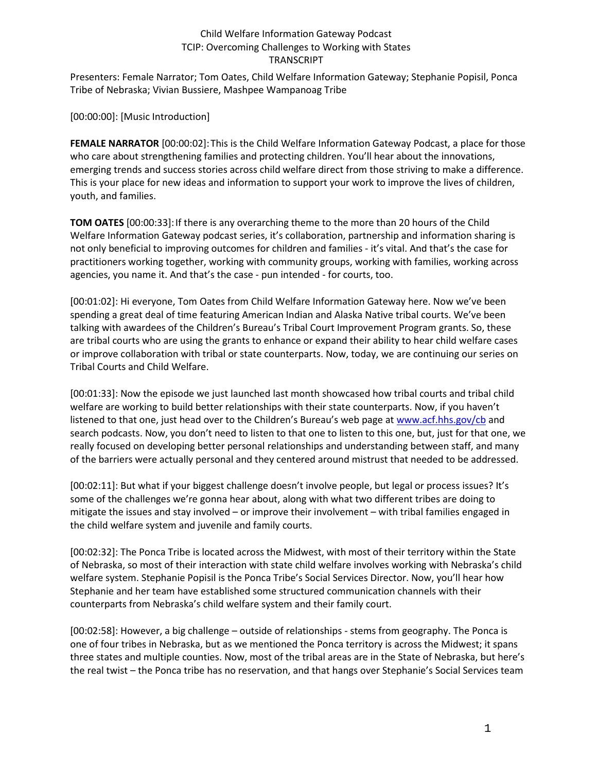# Child Welfare Information Gateway Podcast
## TCIP: Overcoming Challenges to Working with States
### TRANSCRIPT

Presenters: Female Narrator; Tom Oates, Child Welfare Information Gateway; Stephanie Popisil, Ponca Tribe of Nebraska; Vivian Bussiere, Mashpee Wampanoag Tribe

[00:00:00]: [Music Introduction]

**FEMALE NARRATOR** [00:00:02]: This is the Child Welfare Information Gateway Podcast, a place for those who care about strengthening families and protecting children. You'll hear about the innovations, emerging trends and success stories across child welfare direct from those striving to make a difference. This is your place for new ideas and information to support your work to improve the lives of children, youth, and families.

**TOM OATES** [00:00:33]: If there is any overarching theme to the more than 20 hours of the Child Welfare Information Gateway podcast series, it's collaboration, partnership and information sharing is not only beneficial to improving outcomes for children and families - it's vital. And that's the case for practitioners working together, working with community groups, working with families, working across agencies, you name it. And that's the case - pun intended - for courts, too.

[00:01:02]: Hi everyone, Tom Oates from Child Welfare Information Gateway here. Now we've been spending a great deal of time featuring American Indian and Alaska Native tribal courts. We've been talking with awardees of the Children's Bureau's Tribal Court Improvement Program grants. So, these are tribal courts who are using the grants to enhance or expand their ability to hear child welfare cases or improve collaboration with tribal or state counterparts. Now, today, we are continuing our series on Tribal Courts and Child Welfare.

[00:01:33]: Now the episode we just launched last month showcased how tribal courts and tribal child welfare are working to build better relationships with their state counterparts. Now, if you haven't listened to that one, just head over to the Children's Bureau's web page at [www.acf.hhs.gov/cb](www.acf.hhs.gov/cb) and search podcasts. Now, you don't need to listen to that one to listen to this one, but, just for that one, we really focused on developing better personal relationships and understanding between staff, and many of the barriers were actually personal and they centered around mistrust that needed to be addressed.

[00:02:11]: But what if your biggest challenge doesn't involve people, but legal or process issues? It's some of the challenges we're gonna hear about, along with what two different tribes are doing to mitigate the issues and stay involved – or improve their involvement – with tribal families engaged in the child welfare system and juvenile and family courts.

[00:02:32]: The Ponca Tribe is located across the Midwest, with most of their territory within the State of Nebraska, so most of their interaction with state child welfare involves working with Nebraska's child welfare system. Stephanie Popisil is the Ponca Tribe's Social Services Director. Now, you'll hear how Stephanie and her team have established some structured communication channels with their counterparts from Nebraska's child welfare system and their family court.

[00:02:58]: However, a big challenge – outside of relationships - stems from geography. The Ponca is one of four tribes in Nebraska, but as we mentioned the Ponca territory is across the Midwest; it spans three states and multiple counties. Now, most of the tribal areas are in the State of Nebraska, but here's the real twist – the Ponca tribe has no reservation, and that hangs over Stephanie's Social Services team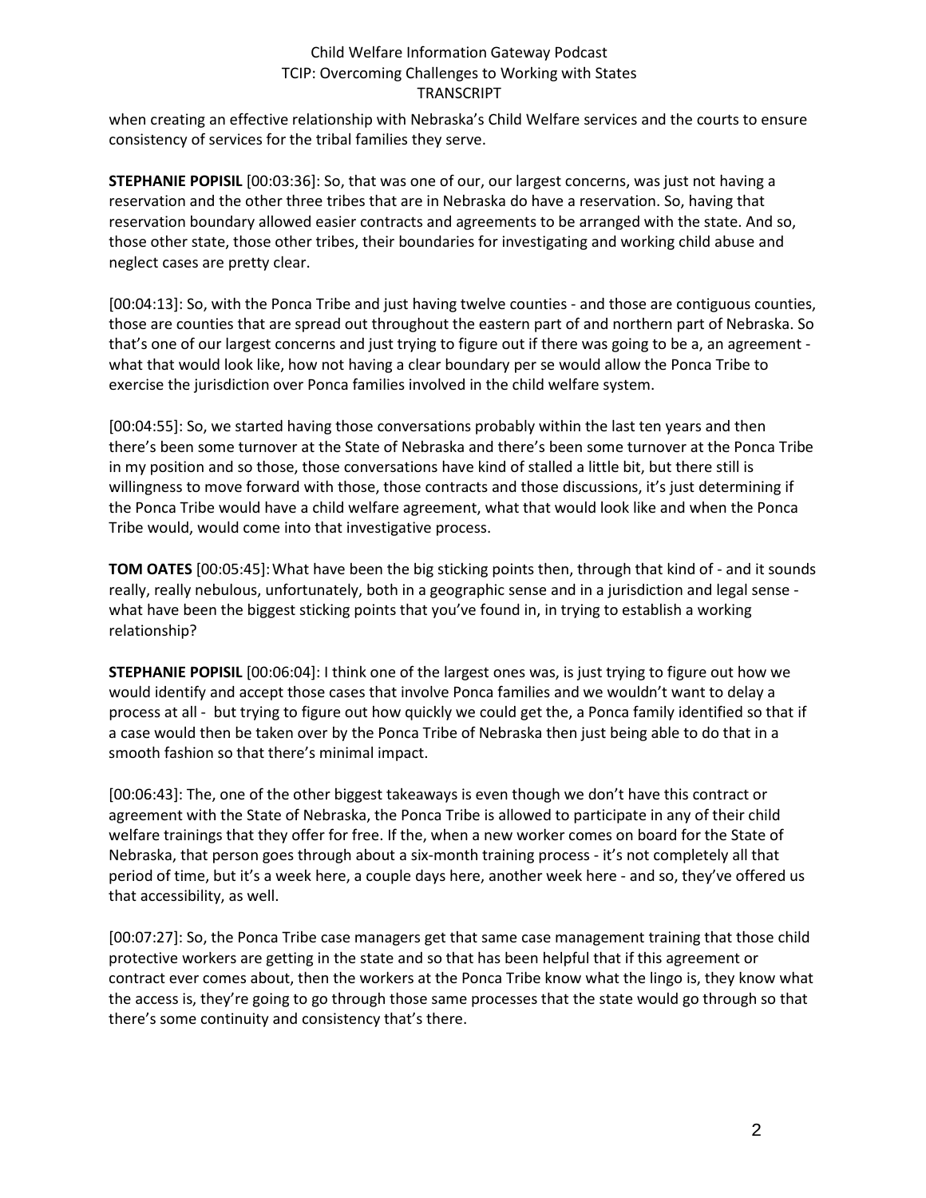when creating an effective relationship with Nebraska's Child Welfare services and the courts to ensure consistency of services for the tribal families they serve.

**STEPHANIE POPISIL** [00:03:36]: So, that was one of our, our largest concerns, was just not having a reservation and the other three tribes that are in Nebraska do have a reservation. So, having that reservation boundary allowed easier contracts and agreements to be arranged with the state. And so, those other state, those other tribes, their boundaries for investigating and working child abuse and neglect cases are pretty clear.

[00:04:13]: So, with the Ponca Tribe and just having twelve counties - and those are contiguous counties, those are counties that are spread out throughout the eastern part of and northern part of Nebraska. So that's one of our largest concerns and just trying to figure out if there was going to be a, an agreement - what that would look like, how not having a clear boundary per se would allow the Ponca Tribe to exercise the jurisdiction over Ponca families involved in the child welfare system.

[00:04:55]: So, we started having those conversations probably within the last ten years and then there's been some turnover at the State of Nebraska and there's been some turnover at the Ponca Tribe in my position and so those, those conversations have kind of stalled a little bit, but there still is willingness to move forward with those, those contracts and those discussions, it's just determining if the Ponca Tribe would have a child welfare agreement, what that would look like and when the Ponca Tribe would, would come into that investigative process.

**TOM OATES** [00:05:45]: What have been the big sticking points then, through that kind of - and it sounds really, really nebulous, unfortunately, both in a geographic sense and in a jurisdiction and legal sense - what have been the biggest sticking points that you've found in, in trying to establish a working relationship?

**STEPHANIE POPISIL** [00:06:04]: I think one of the largest ones was, is just trying to figure out how we would identify and accept those cases that involve Ponca families and we wouldn't want to delay a process at all - but trying to figure out how quickly we could get the, a Ponca family identified so that if a case would then be taken over by the Ponca Tribe of Nebraska then just being able to do that in a smooth fashion so that there's minimal impact.

[00:06:43]: The, one of the other biggest takeaways is even though we don't have this contract or agreement with the State of Nebraska, the Ponca Tribe is allowed to participate in any of their child welfare trainings that they offer for free. If the, when a new worker comes on board for the State of Nebraska, that person goes through about a six-month training process - it's not completely all that period of time, but it's a week here, a couple days here, another week here - and so, they've offered us that accessibility, as well.

[00:07:27]: So, the Ponca Tribe case managers get that same case management training that those child protective workers are getting in the state and so that has been helpful that if this agreement or contract ever comes about, then the workers at the Ponca Tribe know what the lingo is, they know what the access is, they're going to go through those same processes that the state would go through so that there's some continuity and consistency that's there.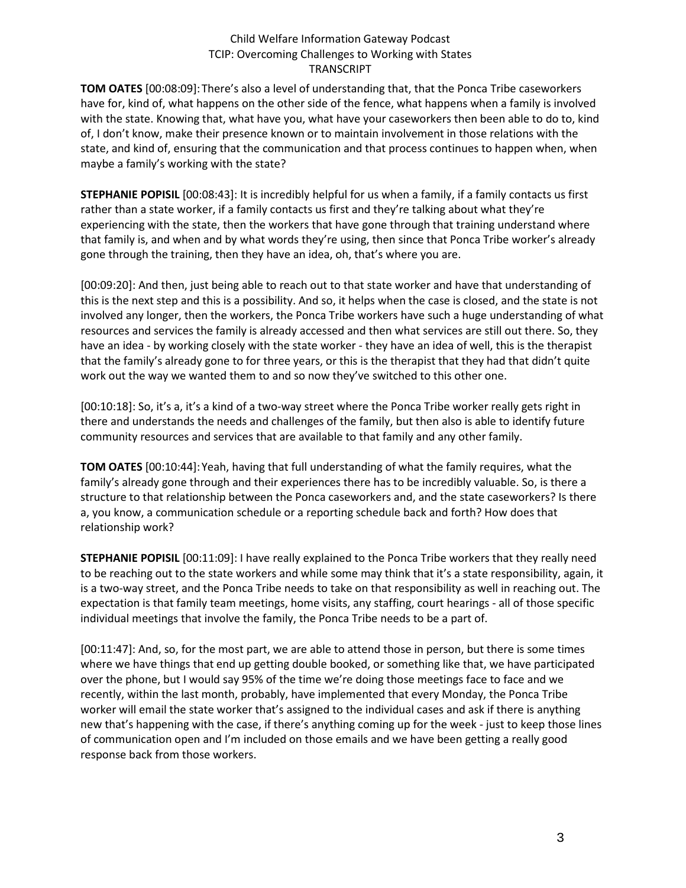**TOM OATES** [00:08:09]: There's also a level of understanding that, that the Ponca Tribe caseworkers have for, kind of, what happens on the other side of the fence, what happens when a family is involved with the state. Knowing that, what have you, what have your caseworkers then been able to do to, kind of, I don't know, make their presence known or to maintain involvement in those relations with the state, and kind of, ensuring that the communication and that process continues to happen when, when maybe a family's working with the state?

**STEPHANIE POPISIL** [00:08:43]: It is incredibly helpful for us when a family, if a family contacts us first rather than a state worker, if a family contacts us first and they're talking about what they're experiencing with the state, then the workers that have gone through that training understand where that family is, and when and by what words they're using, then since that Ponca Tribe worker's already gone through the training, then they have an idea, oh, that's where you are.

[00:09:20]: And then, just being able to reach out to that state worker and have that understanding of this is the next step and this is a possibility. And so, it helps when the case is closed, and the state is not involved any longer, then the workers, the Ponca Tribe workers have such a huge understanding of what resources and services the family is already accessed and then what services are still out there. So, they have an idea - by working closely with the state worker - they have an idea of well, this is the therapist that the family's already gone to for three years, or this is the therapist that they had that didn't quite work out the way we wanted them to and so now they've switched to this other one.

[00:10:18]: So, it's a, it's a kind of a two-way street where the Ponca Tribe worker really gets right in there and understands the needs and challenges of the family, but then also is able to identify future community resources and services that are available to that family and any other family.

**TOM OATES** [00:10:44]: Yeah, having that full understanding of what the family requires, what the family's already gone through and their experiences there has to be incredibly valuable. So, is there a structure to that relationship between the Ponca caseworkers and, and the state caseworkers? Is there a, you know, a communication schedule or a reporting schedule back and forth? How does that relationship work?

**STEPHANIE POPISIL** [00:11:09]: I have really explained to the Ponca Tribe workers that they really need to be reaching out to the state workers and while some may think that it's a state responsibility, again, it is a two-way street, and the Ponca Tribe needs to take on that responsibility as well in reaching out. The expectation is that family team meetings, home visits, any staffing, court hearings - all of those specific individual meetings that involve the family, the Ponca Tribe needs to be a part of.

[00:11:47]: And, so, for the most part, we are able to attend those in person, but there is some times where we have things that end up getting double booked, or something like that, we have participated over the phone, but I would say 95% of the time we're doing those meetings face to face and we recently, within the last month, probably, have implemented that every Monday, the Ponca Tribe worker will email the state worker that's assigned to the individual cases and ask if there is anything new that's happening with the case, if there's anything coming up for the week - just to keep those lines of communication open and I'm included on those emails and we have been getting a really good response back from those workers.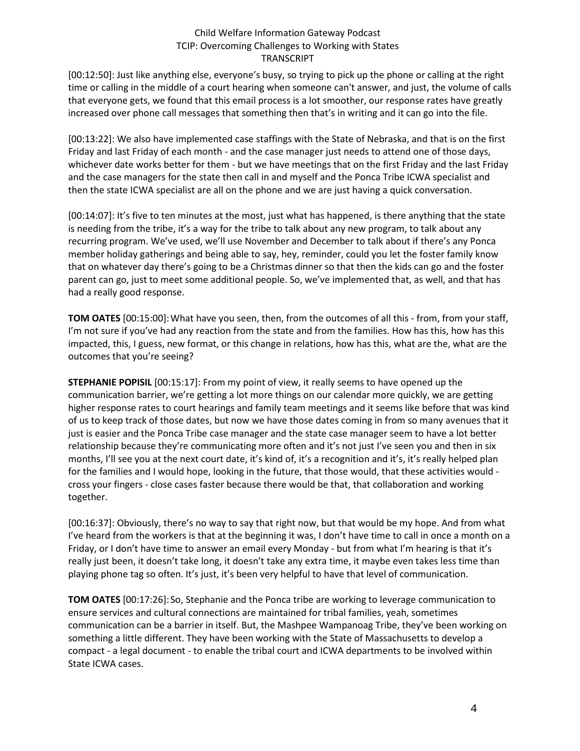[00:12:50]: Just like anything else, everyone's busy, so trying to pick up the phone or calling at the right time or calling in the middle of a court hearing when someone can't answer, and just, the volume of calls that everyone gets, we found that this email process is a lot smoother, our response rates have greatly increased over phone call messages that something then that's in writing and it can go into the file.

[00:13:22]: We also have implemented case staffings with the State of Nebraska, and that is on the first Friday and last Friday of each month - and the case manager just needs to attend one of those days, whichever date works better for them - but we have meetings that on the first Friday and the last Friday and the case managers for the state then call in and myself and the Ponca Tribe ICWA specialist and then the state ICWA specialist are all on the phone and we are just having a quick conversation.

[00:14:07]: It's five to ten minutes at the most, just what has happened, is there anything that the state is needing from the tribe, it's a way for the tribe to talk about any new program, to talk about any recurring program. We've used, we'll use November and December to talk about if there's any Ponca member holiday gatherings and being able to say, hey, reminder, could you let the foster family know that on whatever day there's going to be a Christmas dinner so that then the kids can go and the foster parent can go, just to meet some additional people. So, we've implemented that, as well, and that has had a really good response.

**TOM OATES** [00:15:00]: What have you seen, then, from the outcomes of all this - from, from your staff, I'm not sure if you've had any reaction from the state and from the families. How has this, how has this impacted, this, I guess, new format, or this change in relations, how has this, what are the, what are the outcomes that you're seeing?

**STEPHANIE POPISIL** [00:15:17]: From my point of view, it really seems to have opened up the communication barrier, we're getting a lot more things on our calendar more quickly, we are getting higher response rates to court hearings and family team meetings and it seems like before that was kind of us to keep track of those dates, but now we have those dates coming in from so many avenues that it just is easier and the Ponca Tribe case manager and the state case manager seem to have a lot better relationship because they're communicating more often and it's not just I've seen you and then in six months, I'll see you at the next court date, it's kind of, it's a recognition and it's, it's really helped plan for the families and I would hope, looking in the future, that those would, that these activities would - cross your fingers - close cases faster because there would be that, that collaboration and working together.

[00:16:37]: Obviously, there's no way to say that right now, but that would be my hope. And from what I've heard from the workers is that at the beginning it was, I don't have time to call in once a month on a Friday, or I don't have time to answer an email every Monday - but from what I'm hearing is that it's really just been, it doesn't take long, it doesn't take any extra time, it maybe even takes less time than playing phone tag so often. It's just, it's been very helpful to have that level of communication.

**TOM OATES** [00:17:26]: So, Stephanie and the Ponca tribe are working to leverage communication to ensure services and cultural connections are maintained for tribal families, yeah, sometimes communication can be a barrier in itself. But, the Mashpee Wampanoag Tribe, they've been working on something a little different. They have been working with the State of Massachusetts to develop a compact - a legal document - to enable the tribal court and ICWA departments to be involved within State ICWA cases.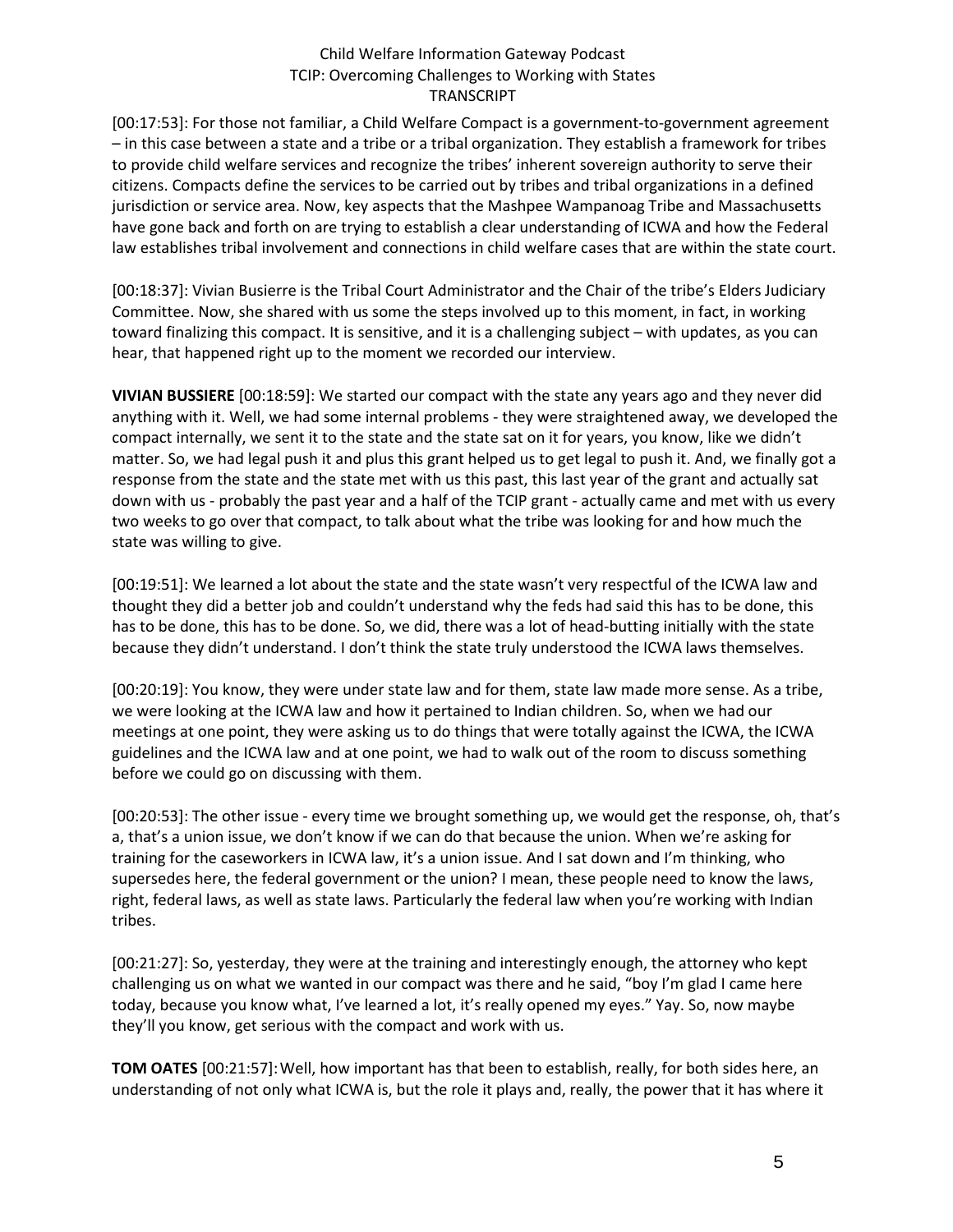[00:17:53]: For those not familiar, a Child Welfare Compact is a government-to-government agreement – in this case between a state and a tribe or a tribal organization. They establish a framework for tribes to provide child welfare services and recognize the tribes' inherent sovereign authority to serve their citizens. Compacts define the services to be carried out by tribes and tribal organizations in a defined jurisdiction or service area. Now, key aspects that the Mashpee Wampanoag Tribe and Massachusetts have gone back and forth on are trying to establish a clear understanding of ICWA and how the Federal law establishes tribal involvement and connections in child welfare cases that are within the state court.

[00:18:37]: Vivian Busierre is the Tribal Court Administrator and the Chair of the tribe's Elders Judiciary Committee. Now, she shared with us some the steps involved up to this moment, in fact, in working toward finalizing this compact. It is sensitive, and it is a challenging subject – with updates, as you can hear, that happened right up to the moment we recorded our interview.

**VIVIAN BUSSIERE** [00:18:59]: We started our compact with the state any years ago and they never did anything with it. Well, we had some internal problems - they were straightened away, we developed the compact internally, we sent it to the state and the state sat on it for years, you know, like we didn't matter. So, we had legal push it and plus this grant helped us to get legal to push it. And, we finally got a response from the state and the state met with us this past, this last year of the grant and actually sat down with us - probably the past year and a half of the TCIP grant - actually came and met with us every two weeks to go over that compact, to talk about what the tribe was looking for and how much the state was willing to give.

[00:19:51]: We learned a lot about the state and the state wasn't very respectful of the ICWA law and thought they did a better job and couldn't understand why the feds had said this has to be done, this has to be done, this has to be done. So, we did, there was a lot of head-butting initially with the state because they didn't understand. I don't think the state truly understood the ICWA laws themselves.

[00:20:19]: You know, they were under state law and for them, state law made more sense. As a tribe, we were looking at the ICWA law and how it pertained to Indian children. So, when we had our meetings at one point, they were asking us to do things that were totally against the ICWA, the ICWA guidelines and the ICWA law and at one point, we had to walk out of the room to discuss something before we could go on discussing with them.

[00:20:53]: The other issue - every time we brought something up, we would get the response, oh, that's a, that's a union issue, we don't know if we can do that because the union. When we're asking for training for the caseworkers in ICWA law, it's a union issue. And I sat down and I'm thinking, who supersedes here, the federal government or the union? I mean, these people need to know the laws, right, federal laws, as well as state laws. Particularly the federal law when you're working with Indian tribes.

[00:21:27]: So, yesterday, they were at the training and interestingly enough, the attorney who kept challenging us on what we wanted in our compact was there and he said, "boy I'm glad I came here today, because you know what, I've learned a lot, it's really opened my eyes." Yay. So, now maybe they'll you know, get serious with the compact and work with us.

**TOM OATES** [00:21:57]: Well, how important has that been to establish, really, for both sides here, an understanding of not only what ICWA is, but the role it plays and, really, the power that it has where it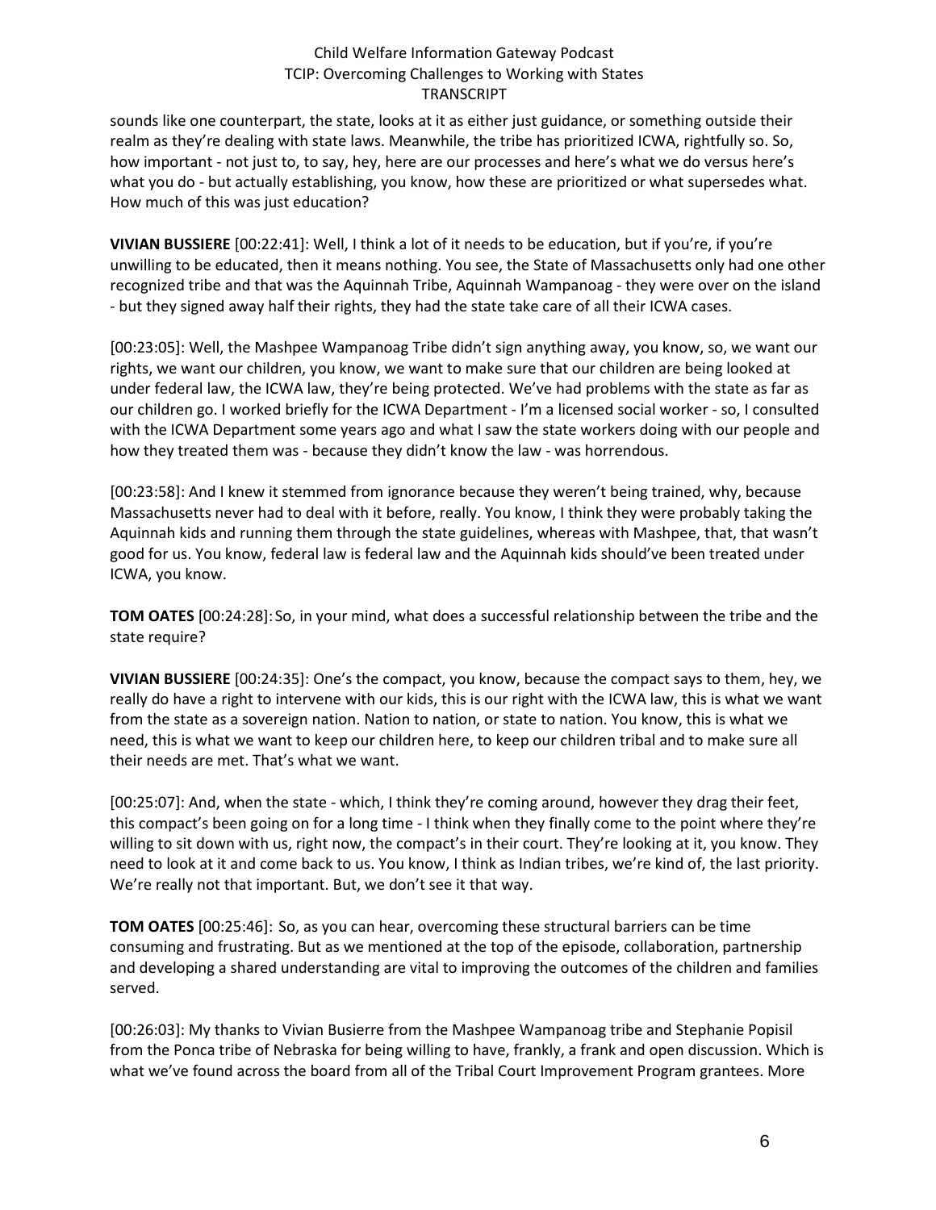sounds like one counterpart, the state, looks at it as either just guidance, or something outside their realm as they're dealing with state laws. Meanwhile, the tribe has prioritized ICWA, rightfully so. So, how important - not just to, to say, hey, here are our processes and here's what we do versus here's what you do - but actually establishing, you know, how these are prioritized or what supersedes what. How much of this was just education?

**VIVIAN BUSSIERE** [00:22:41]: Well, I think a lot of it needs to be education, but if you're, if you're unwilling to be educated, then it means nothing. You see, the State of Massachusetts only had one other recognized tribe and that was the Aquinnah Tribe, Aquinnah Wampanoag - they were over on the island - but they signed away half their rights, they had the state take care of all their ICWA cases.

[00:23:05]: Well, the Mashpee Wampanoag Tribe didn't sign anything away, you know, so, we want our rights, we want our children, you know, we want to make sure that our children are being looked at under federal law, the ICWA law, they're being protected. We've had problems with the state as far as our children go. I worked briefly for the ICWA Department - I'm a licensed social worker - so, I consulted with the ICWA Department some years ago and what I saw the state workers doing with our people and how they treated them was - because they didn't know the law - was horrendous.

[00:23:58]: And I knew it stemmed from ignorance because they weren't being trained, why, because Massachusetts never had to deal with it before, really. You know, I think they were probably taking the Aquinnah kids and running them through the state guidelines, whereas with Mashpee, that, that wasn't good for us. You know, federal law is federal law and the Aquinnah kids should've been treated under ICWA, you know.

**TOM OATES** [00:24:28]: So, in your mind, what does a successful relationship between the tribe and the state require?

**VIVIAN BUSSIERE** [00:24:35]: One's the compact, you know, because the compact says to them, hey, we really do have a right to intervene with our kids, this is our right with the ICWA law, this is what we want from the state as a sovereign nation. Nation to nation, or state to nation. You know, this is what we need, this is what we want to keep our children here, to keep our children tribal and to make sure all their needs are met. That's what we want.

[00:25:07]: And, when the state - which, I think they're coming around, however they drag their feet, this compact's been going on for a long time - I think when they finally come to the point where they're willing to sit down with us, right now, the compact's in their court. They're looking at it, you know. They need to look at it and come back to us. You know, I think as Indian tribes, we're kind of, the last priority. We're really not that important. But, we don't see it that way.

**TOM OATES** [00:25:46]: So, as you can hear, overcoming these structural barriers can be time consuming and frustrating. But as we mentioned at the top of the episode, collaboration, partnership and developing a shared understanding are vital to improving the outcomes of the children and families served.

[00:26:03]: My thanks to Vivian Busierre from the Mashpee Wampanoag tribe and Stephanie Popisil from the Ponca tribe of Nebraska for being willing to have, frankly, a frank and open discussion. Which is what we've found across the board from all of the Tribal Court Improvement Program grantees. More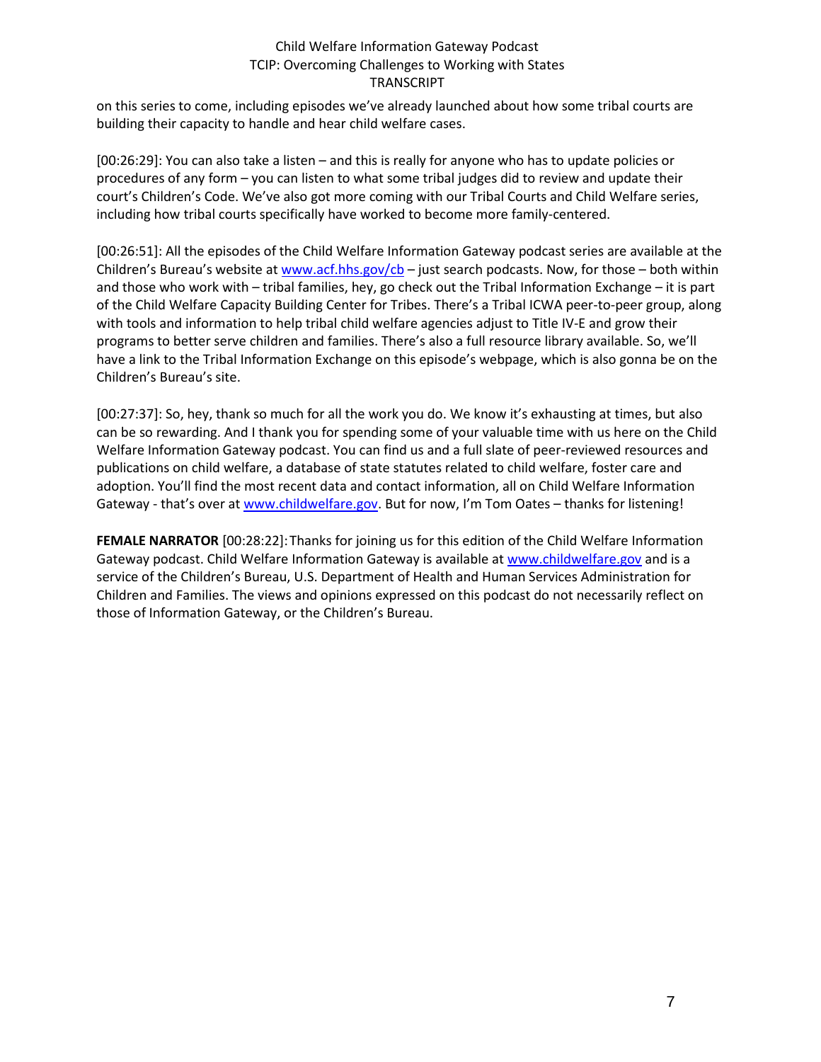on this series to come, including episodes we've already launched about how some tribal courts are building their capacity to handle and hear child welfare cases.

[00:26:29]: You can also take a listen – and this is really for anyone who has to update policies or procedures of any form – you can listen to what some tribal judges did to review and update their court's Children's Code. We've also got more coming with our Tribal Courts and Child Welfare series, including how tribal courts specifically have worked to become more family-centered.

[00:26:51]: All the episodes of the Child Welfare Information Gateway podcast series are available at the Children's Bureau's website at [www.acf.hhs.gov/cb](www.acf.hhs.gov/cb) – just search podcasts. Now, for those – both within and those who work with – tribal families, hey, go check out the Tribal Information Exchange – it is part of the Child Welfare Capacity Building Center for Tribes. There's a Tribal ICWA peer-to-peer group, along with tools and information to help tribal child welfare agencies adjust to Title IV-E and grow their programs to better serve children and families. There's also a full resource library available. So, we'll have a link to the Tribal Information Exchange on this episode's webpage, which is also gonna be on the Children's Bureau's site.

[00:27:37]: So, hey, thank so much for all the work you do. We know it's exhausting at times, but also can be so rewarding. And I thank you for spending some of your valuable time with us here on the Child Welfare Information Gateway podcast. You can find us and a full slate of peer-reviewed resources and publications on child welfare, a database of state statutes related to child welfare, foster care and adoption. You'll find the most recent data and contact information, all on Child Welfare Information Gateway - that's over at [www.childwelfare.gov](www.childwelfare.gov). But for now, I'm Tom Oates – thanks for listening!

**FEMALE NARRATOR** [00:28:22]: Thanks for joining us for this edition of the Child Welfare Information Gateway podcast. Child Welfare Information Gateway is available at [www.childwelfare.gov](www.childwelfare.gov) and is a service of the Children's Bureau, U.S. Department of Health and Human Services Administration for Children and Families. The views and opinions expressed on this podcast do not necessarily reflect on those of Information Gateway, or the Children's Bureau.